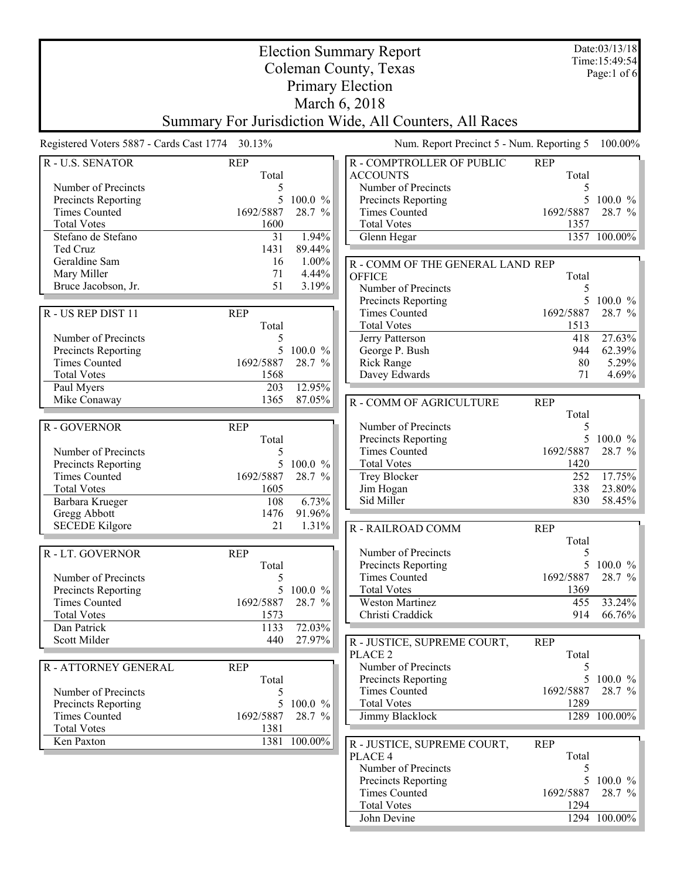# Election Summary Report
## Coleman County, Texas
## Primary Election
## March 6, 2018
## Summary For Jurisdiction Wide, All Counters, All Races

Date:03/13/18
Time:15:49:54

Registered Voters 5887 - Cards Cast 1774 30.13%

Num. Report Precinct 5 - Num. Reporting 5 100.00%

| R - U.S. SENATOR | REP Total | |
|---|---|---|
| Number of Precincts | 5 | |
| Precincts Reporting | 5 | 100.0 % |
| Times Counted | 1692/5887 | 28.7 % |
| Total Votes | 1600 | |
| Stefano de Stefano | 31 | 1.94% |
| Ted Cruz | 1431 | 89.44% |
| Geraldine Sam | 16 | 1.00% |
| Mary Miller | 71 | 4.44% |
| Bruce Jacobson, Jr. | 51 | 3.19% |

| R - US REP DIST 11 | REP Total | |
|---|---|---|
| Number of Precincts | 5 | |
| Precincts Reporting | 5 | 100.0 % |
| Times Counted | 1692/5887 | 28.7 % |
| Total Votes | 1568 | |
| Paul Myers | 203 | 12.95% |
| Mike Conaway | 1365 | 87.05% |

| R - GOVERNOR | REP Total | |
|---|---|---|
| Number of Precincts | 5 | |
| Precincts Reporting | 5 | 100.0 % |
| Times Counted | 1692/5887 | 28.7 % |
| Total Votes | 1605 | |
| Barbara Krueger | 108 | 6.73% |
| Gregg Abbott | 1476 | 91.96% |
| SECEDE Kilgore | 21 | 1.31% |

| R - LT. GOVERNOR | REP Total | |
|---|---|---|
| Number of Precincts | 5 | |
| Precincts Reporting | 5 | 100.0 % |
| Times Counted | 1692/5887 | 28.7 % |
| Total Votes | 1573 | |
| Dan Patrick | 1133 | 72.03% |
| Scott Milder | 440 | 27.97% |

| R - ATTORNEY GENERAL | REP Total | |
|---|---|---|
| Number of Precincts | 5 | |
| Precincts Reporting | 5 | 100.0 % |
| Times Counted | 1692/5887 | 28.7 % |
| Total Votes | 1381 | |
| Ken Paxton | 1381 | 100.00% |

| R - COMPTROLLER OF PUBLIC ACCOUNTS | REP Total | |
|---|---|---|
| Number of Precincts | 5 | |
| Precincts Reporting | 5 | 100.0 % |
| Times Counted | 1692/5887 | 28.7 % |
| Total Votes | 1357 | |
| Glenn Hegar | 1357 | 100.00% |

| R - COMM OF THE GENERAL LAND OFFICE | REP Total | |
|---|---|---|
| Number of Precincts | 5 | |
| Precincts Reporting | 5 | 100.0 % |
| Times Counted | 1692/5887 | 28.7 % |
| Total Votes | 1513 | |
| Jerry Patterson | 418 | 27.63% |
| George P. Bush | 944 | 62.39% |
| Rick Range | 80 | 5.29% |
| Davey Edwards | 71 | 4.69% |

| R - COMM OF AGRICULTURE | REP Total | |
|---|---|---|
| Number of Precincts | 5 | |
| Precincts Reporting | 5 | 100.0 % |
| Times Counted | 1692/5887 | 28.7 % |
| Total Votes | 1420 | |
| Trey Blocker | 252 | 17.75% |
| Jim Hogan | 338 | 23.80% |
| Sid Miller | 830 | 58.45% |

| R - RAILROAD COMM | REP Total | |
|---|---|---|
| Number of Precincts | 5 | |
| Precincts Reporting | 5 | 100.0 % |
| Times Counted | 1692/5887 | 28.7 % |
| Total Votes | 1369 | |
| Weston Martinez | 455 | 33.24% |
| Christi Craddick | 914 | 66.76% |

| R - JUSTICE, SUPREME COURT, PLACE 2 | REP Total | |
|---|---|---|
| Number of Precincts | 5 | |
| Precincts Reporting | 5 | 100.0 % |
| Times Counted | 1692/5887 | 28.7 % |
| Total Votes | 1289 | |
| Jimmy Blacklock | 1289 | 100.00% |

| R - JUSTICE, SUPREME COURT, PLACE 4 | REP Total | |
|---|---|---|
| Number of Precincts | 5 | |
| Precincts Reporting | 5 | 100.0 % |
| Times Counted | 1692/5887 | 28.7 % |
| Total Votes | 1294 | |
| John Devine | 1294 | 100.00% |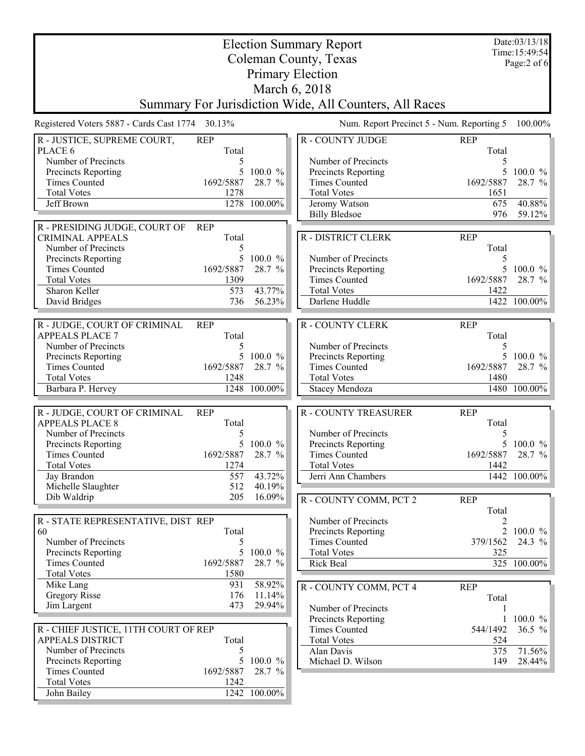# Election Summary Report

## Coleman County, Texas

## Primary Election

## March 6, 2018

## Summary For Jurisdiction Wide, All Counters, All Races

Date:03/13/18
Time:15:49:54

Registered Voters 5887 - Cards Cast 1774 30.13%

Num. Report Precinct 5 - Num. Reporting 5 100.00%

| R - JUSTICE, SUPREME COURT, PLACE 6 | REP Total | |
|---|---|---|
| Number of Precincts | 5 | |
| Precincts Reporting | 5 | 100.0 % |
| Times Counted | 1692/5887 | 28.7 % |
| Total Votes | 1278 | |
| Jeff Brown | 1278 | 100.00% |

| R - PRESIDING JUDGE, COURT OF CRIMINAL APPEALS | REP Total | |
|---|---|---|
| Number of Precincts | 5 | |
| Precincts Reporting | 5 | 100.0 % |
| Times Counted | 1692/5887 | 28.7 % |
| Total Votes | 1309 | |
| Sharon Keller | 573 | 43.77% |
| David Bridges | 736 | 56.23% |

| R - JUDGE, COURT OF CRIMINAL APPEALS PLACE 7 | REP Total | |
|---|---|---|
| Number of Precincts | 5 | |
| Precincts Reporting | 5 | 100.0 % |
| Times Counted | 1692/5887 | 28.7 % |
| Total Votes | 1248 | |
| Barbara P. Hervey | 1248 | 100.00% |

| R - JUDGE, COURT OF CRIMINAL APPEALS PLACE 8 | REP Total | |
|---|---|---|
| Number of Precincts | 5 | |
| Precincts Reporting | 5 | 100.0 % |
| Times Counted | 1692/5887 | 28.7 % |
| Total Votes | 1274 | |
| Jay Brandon | 557 | 43.72% |
| Michelle Slaughter | 512 | 40.19% |
| Dib Waldrip | 205 | 16.09% |

| R - STATE REPRESENTATIVE, DIST 60 | REP Total | |
|---|---|---|
| Number of Precincts | 5 | |
| Precincts Reporting | 5 | 100.0 % |
| Times Counted | 1692/5887 | 28.7 % |
| Total Votes | 1580 | |
| Mike Lang | 931 | 58.92% |
| Gregory Risse | 176 | 11.14% |
| Jim Largent | 473 | 29.94% |

| R - CHIEF JUSTICE, 11TH COURT OF APPEALS DISTRICT | REP Total | |
|---|---|---|
| Number of Precincts | 5 | |
| Precincts Reporting | 5 | 100.0 % |
| Times Counted | 1692/5887 | 28.7 % |
| Total Votes | 1242 | |
| John Bailey | 1242 | 100.00% |

| R - COUNTY JUDGE | REP Total | |
|---|---|---|
| Number of Precincts | 5 | |
| Precincts Reporting | 5 | 100.0 % |
| Times Counted | 1692/5887 | 28.7 % |
| Total Votes | 1651 | |
| Jeromy Watson | 675 | 40.88% |
| Billy Bledsoe | 976 | 59.12% |

| R - DISTRICT CLERK | REP Total | |
|---|---|---|
| Number of Precincts | 5 | |
| Precincts Reporting | 5 | 100.0 % |
| Times Counted | 1692/5887 | 28.7 % |
| Total Votes | 1422 | |
| Darlene Huddle | 1422 | 100.00% |

| R - COUNTY CLERK | REP Total | |
|---|---|---|
| Number of Precincts | 5 | |
| Precincts Reporting | 5 | 100.0 % |
| Times Counted | 1692/5887 | 28.7 % |
| Total Votes | 1480 | |
| Stacey Mendoza | 1480 | 100.00% |

| R - COUNTY TREASURER | REP Total | |
|---|---|---|
| Number of Precincts | 5 | |
| Precincts Reporting | 5 | 100.0 % |
| Times Counted | 1692/5887 | 28.7 % |
| Total Votes | 1442 | |
| Jerri Ann Chambers | 1442 | 100.00% |

| R - COUNTY COMM, PCT 2 | REP Total | |
|---|---|---|
| Number of Precincts | 2 | |
| Precincts Reporting | 2 | 100.0 % |
| Times Counted | 379/1562 | 24.3 % |
| Total Votes | 325 | |
| Rick Beal | 325 | 100.00% |

| R - COUNTY COMM, PCT 4 | REP Total | |
|---|---|---|
| Number of Precincts | 1 | |
| Precincts Reporting | 1 | 100.0 % |
| Times Counted | 544/1492 | 36.5 % |
| Total Votes | 524 | |
| Alan Davis | 375 | 71.56% |
| Michael D. Wilson | 149 | 28.44% |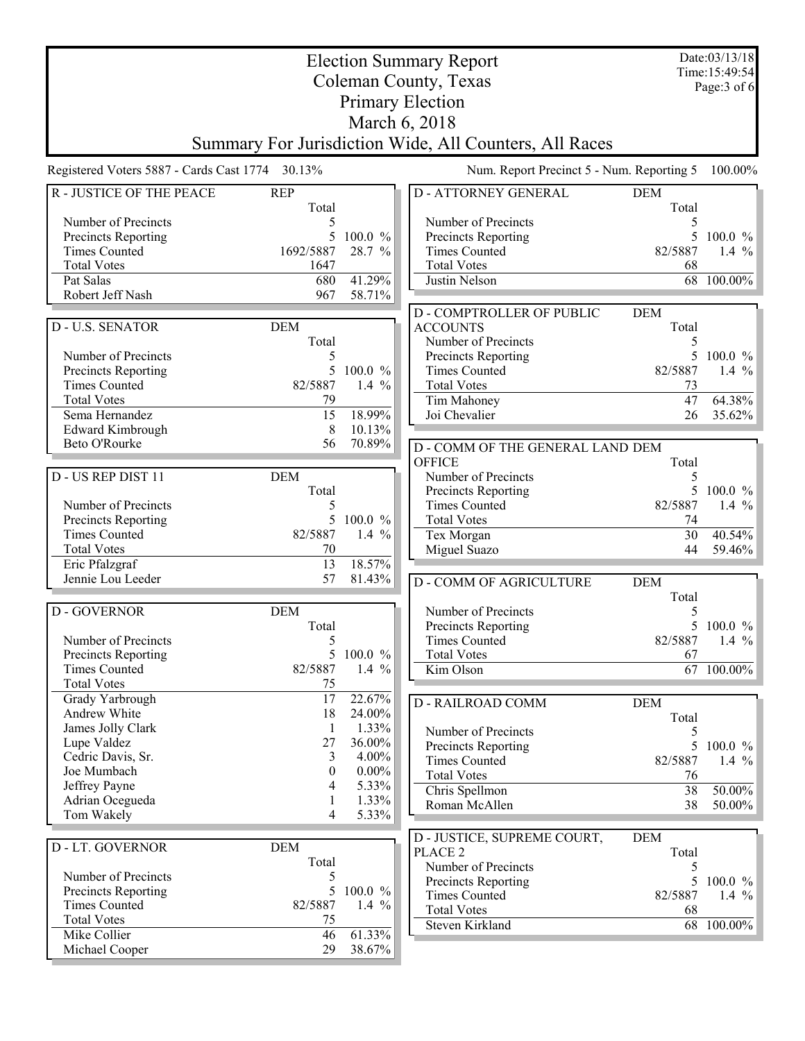# Election Summary Report

## Coleman County, Texas

## Primary Election

## March 6, 2018

## Summary For Jurisdiction Wide, All Counters, All Races

Date:03/13/18
Time:15:49:54

Registered Voters 5887 - Cards Cast 1774 30.13%

Num. Report Precinct 5 - Num. Reporting 5 100.00%

### R - JUSTICE OF THE PEACE

| REP | Total | |
|---|---|---|
| Number of Precincts | 5 | |
| Precincts Reporting | 5 | 100.0 % |
| Times Counted | 1692/5887 | 28.7 % |
| Total Votes | 1647 | |
| Pat Salas | 680 | 41.29% |
| Robert Jeff Nash | 967 | 58.71% |

### D - U.S. SENATOR

| DEM | Total | |
|---|---|---|
| Number of Precincts | 5 | |
| Precincts Reporting | 5 | 100.0 % |
| Times Counted | 82/5887 | 1.4 % |
| Total Votes | 79 | |
| Sema Hernandez | 15 | 18.99% |
| Edward Kimbrough | 8 | 10.13% |
| Beto O'Rourke | 56 | 70.89% |

### D - US REP DIST 11

| DEM | Total | |
|---|---|---|
| Number of Precincts | 5 | |
| Precincts Reporting | 5 | 100.0 % |
| Times Counted | 82/5887 | 1.4 % |
| Total Votes | 70 | |
| Eric Pfalzgraf | 13 | 18.57% |
| Jennie Lou Leeder | 57 | 81.43% |

### D - GOVERNOR

| DEM | Total | |
|---|---|---|
| Number of Precincts | 5 | |
| Precincts Reporting | 5 | 100.0 % |
| Times Counted | 82/5887 | 1.4 % |
| Total Votes | 75 | |
| Grady Yarbrough | 17 | 22.67% |
| Andrew White | 18 | 24.00% |
| James Jolly Clark | 1 | 1.33% |
| Lupe Valdez | 27 | 36.00% |
| Cedric Davis, Sr. | 3 | 4.00% |
| Joe Mumbach | 0 | 0.00% |
| Jeffrey Payne | 4 | 5.33% |
| Adrian Ocegueda | 1 | 1.33% |
| Tom Wakely | 4 | 5.33% |

### D - LT. GOVERNOR

| DEM | Total | |
|---|---|---|
| Number of Precincts | 5 | |
| Precincts Reporting | 5 | 100.0 % |
| Times Counted | 82/5887 | 1.4 % |
| Total Votes | 75 | |
| Mike Collier | 46 | 61.33% |
| Michael Cooper | 29 | 38.67% |

### D - ATTORNEY GENERAL

| DEM | Total | |
|---|---|---|
| Number of Precincts | 5 | |
| Precincts Reporting | 5 | 100.0 % |
| Times Counted | 82/5887 | 1.4 % |
| Total Votes | 68 | |
| Justin Nelson | 68 | 100.00% |

### D - COMPTROLLER OF PUBLIC ACCOUNTS

| DEM | Total | |
|---|---|---|
| Number of Precincts | 5 | |
| Precincts Reporting | 5 | 100.0 % |
| Times Counted | 82/5887 | 1.4 % |
| Total Votes | 73 | |
| Tim Mahoney | 47 | 64.38% |
| Joi Chevalier | 26 | 35.62% |

### D - COMM OF THE GENERAL LAND OFFICE

| DEM | Total | |
|---|---|---|
| Number of Precincts | 5 | |
| Precincts Reporting | 5 | 100.0 % |
| Times Counted | 82/5887 | 1.4 % |
| Total Votes | 74 | |
| Tex Morgan | 30 | 40.54% |
| Miguel Suazo | 44 | 59.46% |

### D - COMM OF AGRICULTURE

| DEM | Total | |
|---|---|---|
| Number of Precincts | 5 | |
| Precincts Reporting | 5 | 100.0 % |
| Times Counted | 82/5887 | 1.4 % |
| Total Votes | 67 | |
| Kim Olson | 67 | 100.00% |

### D - RAILROAD COMM

| DEM | Total | |
|---|---|---|
| Number of Precincts | 5 | |
| Precincts Reporting | 5 | 100.0 % |
| Times Counted | 82/5887 | 1.4 % |
| Total Votes | 76 | |
| Chris Spellmon | 38 | 50.00% |
| Roman McAllen | 38 | 50.00% |

### D - JUSTICE, SUPREME COURT, PLACE 2

| DEM | Total | |
|---|---|---|
| Number of Precincts | 5 | |
| Precincts Reporting | 5 | 100.0 % |
| Times Counted | 82/5887 | 1.4 % |
| Total Votes | 68 | |
| Steven Kirkland | 68 | 100.00% |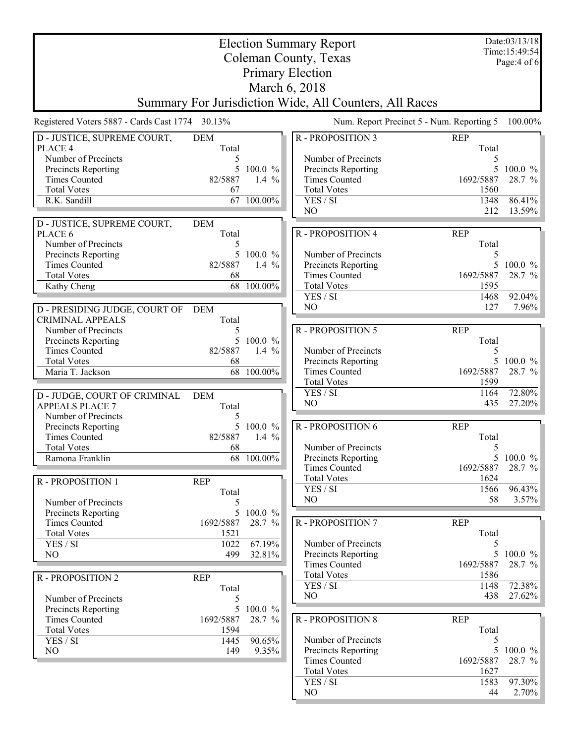# Election Summary Report

Coleman County, Texas

Primary Election

March 6, 2018

Summary For Jurisdiction Wide, All Counters, All Races

Date:03/13/18
Time:15:49:54

Registered Voters 5887 - Cards Cast 1774 30.13%

Num. Report Precinct 5 - Num. Reporting 5 100.00%

| D - JUSTICE, SUPREME COURT, PLACE 4 | DEM Total | |
|---|---|---|
| Number of Precincts | 5 | |
| Precincts Reporting | 5 | 100.0 % |
| Times Counted | 82/5887 | 1.4 % |
| Total Votes | 67 | |
| R.K. Sandill | 67 | 100.00% |

| D - JUSTICE, SUPREME COURT, PLACE 6 | DEM Total | |
|---|---|---|
| Number of Precincts | 5 | |
| Precincts Reporting | 5 | 100.0 % |
| Times Counted | 82/5887 | 1.4 % |
| Total Votes | 68 | |
| Kathy Cheng | 68 | 100.00% |

| D - PRESIDING JUDGE, COURT OF CRIMINAL APPEALS | DEM Total | |
|---|---|---|
| Number of Precincts | 5 | |
| Precincts Reporting | 5 | 100.0 % |
| Times Counted | 82/5887 | 1.4 % |
| Total Votes | 68 | |
| Maria T. Jackson | 68 | 100.00% |

| D - JUDGE, COURT OF CRIMINAL APPEALS PLACE 7 | DEM Total | |
|---|---|---|
| Number of Precincts | 5 | |
| Precincts Reporting | 5 | 100.0 % |
| Times Counted | 82/5887 | 1.4 % |
| Total Votes | 68 | |
| Ramona Franklin | 68 | 100.00% |

| R - PROPOSITION 1 | REP Total | |
|---|---|---|
| Number of Precincts | 5 | |
| Precincts Reporting | 5 | 100.0 % |
| Times Counted | 1692/5887 | 28.7 % |
| Total Votes | 1521 | |
| YES / SI | 1022 | 67.19% |
| NO | 499 | 32.81% |

| R - PROPOSITION 2 | REP Total | |
|---|---|---|
| Number of Precincts | 5 | |
| Precincts Reporting | 5 | 100.0 % |
| Times Counted | 1692/5887 | 28.7 % |
| Total Votes | 1594 | |
| YES / SI | 1445 | 90.65% |
| NO | 149 | 9.35% |

| R - PROPOSITION 3 | REP Total | |
|---|---|---|
| Number of Precincts | 5 | |
| Precincts Reporting | 5 | 100.0 % |
| Times Counted | 1692/5887 | 28.7 % |
| Total Votes | 1560 | |
| YES / SI | 1348 | 86.41% |
| NO | 212 | 13.59% |

| R - PROPOSITION 4 | REP Total | |
|---|---|---|
| Number of Precincts | 5 | |
| Precincts Reporting | 5 | 100.0 % |
| Times Counted | 1692/5887 | 28.7 % |
| Total Votes | 1595 | |
| YES / SI | 1468 | 92.04% |
| NO | 127 | 7.96% |

| R - PROPOSITION 5 | REP Total | |
|---|---|---|
| Number of Precincts | 5 | |
| Precincts Reporting | 5 | 100.0 % |
| Times Counted | 1692/5887 | 28.7 % |
| Total Votes | 1599 | |
| YES / SI | 1164 | 72.80% |
| NO | 435 | 27.20% |

| R - PROPOSITION 6 | REP Total | |
|---|---|---|
| Number of Precincts | 5 | |
| Precincts Reporting | 5 | 100.0 % |
| Times Counted | 1692/5887 | 28.7 % |
| Total Votes | 1624 | |
| YES / SI | 1566 | 96.43% |
| NO | 58 | 3.57% |

| R - PROPOSITION 7 | REP Total | |
|---|---|---|
| Number of Precincts | 5 | |
| Precincts Reporting | 5 | 100.0 % |
| Times Counted | 1692/5887 | 28.7 % |
| Total Votes | 1586 | |
| YES / SI | 1148 | 72.38% |
| NO | 438 | 27.62% |

| R - PROPOSITION 8 | REP Total | |
|---|---|---|
| Number of Precincts | 5 | |
| Precincts Reporting | 5 | 100.0 % |
| Times Counted | 1692/5887 | 28.7 % |
| Total Votes | 1627 | |
| YES / SI | 1583 | 97.30% |
| NO | 44 | 2.70% |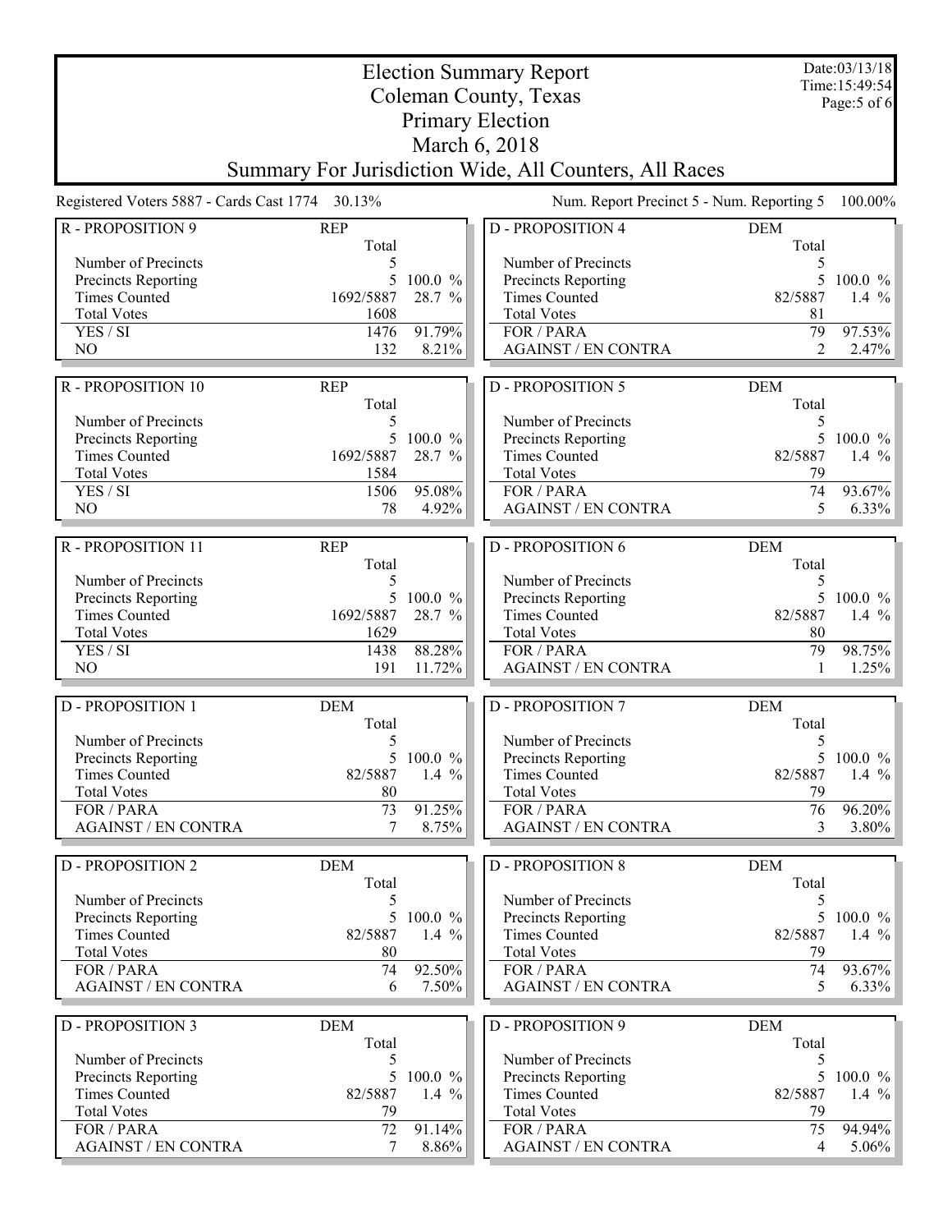# Election Summary Report
## Coleman County, Texas
## Primary Election
## March 6, 2018
## Summary For Jurisdiction Wide, All Counters, All Races

Date:03/13/18
Time:15:49:54

Registered Voters 5887 - Cards Cast 1774 30.13%

Num. Report Precinct 5 - Num. Reporting 5 100.00%

| R - PROPOSITION 9 | REP Total | |
|---|---|---|
| Number of Precincts | 5 | |
| Precincts Reporting | 5 | 100.0 % |
| Times Counted | 1692/5887 | 28.7 % |
| Total Votes | 1608 | |
| YES / SI | 1476 | 91.79% |
| NO | 132 | 8.21% |

| R - PROPOSITION 10 | REP Total | |
|---|---|---|
| Number of Precincts | 5 | |
| Precincts Reporting | 5 | 100.0 % |
| Times Counted | 1692/5887 | 28.7 % |
| Total Votes | 1584 | |
| YES / SI | 1506 | 95.08% |
| NO | 78 | 4.92% |

| R - PROPOSITION 11 | REP Total | |
|---|---|---|
| Number of Precincts | 5 | |
| Precincts Reporting | 5 | 100.0 % |
| Times Counted | 1692/5887 | 28.7 % |
| Total Votes | 1629 | |
| YES / SI | 1438 | 88.28% |
| NO | 191 | 11.72% |

| D - PROPOSITION 1 | DEM Total | |
|---|---|---|
| Number of Precincts | 5 | |
| Precincts Reporting | 5 | 100.0 % |
| Times Counted | 82/5887 | 1.4 % |
| Total Votes | 80 | |
| FOR / PARA | 73 | 91.25% |
| AGAINST / EN CONTRA | 7 | 8.75% |

| D - PROPOSITION 2 | DEM Total | |
|---|---|---|
| Number of Precincts | 5 | |
| Precincts Reporting | 5 | 100.0 % |
| Times Counted | 82/5887 | 1.4 % |
| Total Votes | 80 | |
| FOR / PARA | 74 | 92.50% |
| AGAINST / EN CONTRA | 6 | 7.50% |

| D - PROPOSITION 3 | DEM Total | |
|---|---|---|
| Number of Precincts | 5 | |
| Precincts Reporting | 5 | 100.0 % |
| Times Counted | 82/5887 | 1.4 % |
| Total Votes | 79 | |
| FOR / PARA | 72 | 91.14% |
| AGAINST / EN CONTRA | 7 | 8.86% |

| D - PROPOSITION 4 | DEM Total | |
|---|---|---|
| Number of Precincts | 5 | |
| Precincts Reporting | 5 | 100.0 % |
| Times Counted | 82/5887 | 1.4 % |
| Total Votes | 81 | |
| FOR / PARA | 79 | 97.53% |
| AGAINST / EN CONTRA | 2 | 2.47% |

| D - PROPOSITION 5 | DEM Total | |
|---|---|---|
| Number of Precincts | 5 | |
| Precincts Reporting | 5 | 100.0 % |
| Times Counted | 82/5887 | 1.4 % |
| Total Votes | 79 | |
| FOR / PARA | 74 | 93.67% |
| AGAINST / EN CONTRA | 5 | 6.33% |

| D - PROPOSITION 6 | DEM Total | |
|---|---|---|
| Number of Precincts | 5 | |
| Precincts Reporting | 5 | 100.0 % |
| Times Counted | 82/5887 | 1.4 % |
| Total Votes | 80 | |
| FOR / PARA | 79 | 98.75% |
| AGAINST / EN CONTRA | 1 | 1.25% |

| D - PROPOSITION 7 | DEM Total | |
|---|---|---|
| Number of Precincts | 5 | |
| Precincts Reporting | 5 | 100.0 % |
| Times Counted | 82/5887 | 1.4 % |
| Total Votes | 79 | |
| FOR / PARA | 76 | 96.20% |
| AGAINST / EN CONTRA | 3 | 3.80% |

| D - PROPOSITION 8 | DEM Total | |
|---|---|---|
| Number of Precincts | 5 | |
| Precincts Reporting | 5 | 100.0 % |
| Times Counted | 82/5887 | 1.4 % |
| Total Votes | 79 | |
| FOR / PARA | 74 | 93.67% |
| AGAINST / EN CONTRA | 5 | 6.33% |

| D - PROPOSITION 9 | DEM Total | |
|---|---|---|
| Number of Precincts | 5 | |
| Precincts Reporting | 5 | 100.0 % |
| Times Counted | 82/5887 | 1.4 % |
| Total Votes | 79 | |
| FOR / PARA | 75 | 94.94% |
| AGAINST / EN CONTRA | 4 | 5.06% |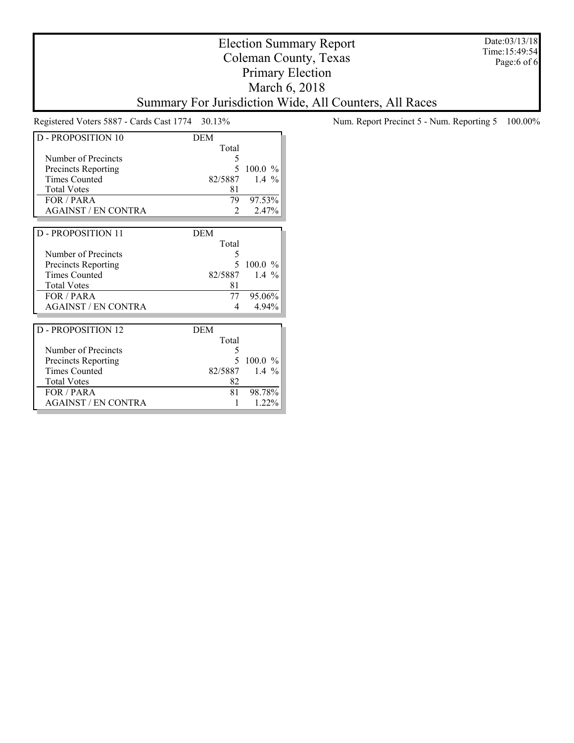# Election Summary Report
# Coleman County, Texas
# Primary Election
# March 6, 2018
# Summary For Jurisdiction Wide, All Counters, All Races

Date:03/13/18
Time:15:49:54

Registered Voters 5887 - Cards Cast 1774 30.13%

Num. Report Precinct 5 - Num. Reporting 5 100.00%

| D - PROPOSITION 10 | DEM | |
|---|---|---|
| | Total | |
| Number of Precincts | 5 | |
| Precincts Reporting | 5 | 100.0 % |
| Times Counted | 82/5887 | 1.4 % |
| Total Votes | 81 | |
| FOR / PARA | 79 | 97.53% |
| AGAINST / EN CONTRA | 2 | 2.47% |

| D - PROPOSITION 11 | DEM | |
|---|---|---|
| | Total | |
| Number of Precincts | 5 | |
| Precincts Reporting | 5 | 100.0 % |
| Times Counted | 82/5887 | 1.4 % |
| Total Votes | 81 | |
| FOR / PARA | 77 | 95.06% |
| AGAINST / EN CONTRA | 4 | 4.94% |

| D - PROPOSITION 12 | DEM | |
|---|---|---|
| | Total | |
| Number of Precincts | 5 | |
| Precincts Reporting | 5 | 100.0 % |
| Times Counted | 82/5887 | 1.4 % |
| Total Votes | 82 | |
| FOR / PARA | 81 | 98.78% |
| AGAINST / EN CONTRA | 1 | 1.22% |